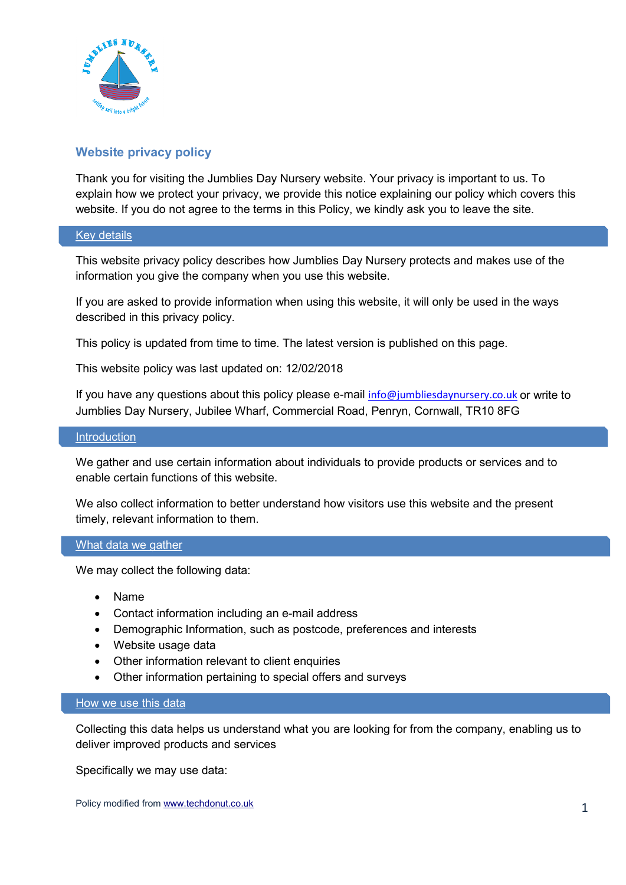# Website privacy policy

Thank you for visiting the Jumblies Day Nursery website. Your privacy is important to us. To explain how we protect your privacy, we provide this notice explaining our policy which covers this website. If you do not agree to the terms in this Policy, we kindly ask you to leave the site.

## Key details

This website privacy policy describes how Jumblies Day Nursery protects and makes use of the information you give the company when you use this website.

If you are asked to provide information when using this website, it will only be used in the ways described in this privacy policy.

This policy is updated from time to time. The latest version is published on this page.

This website policy was last updated on: 12/02/2018

If you have any questions about this policy please e-mail info@jumbliesdaynursery.co.uk or write to Jumblies Day Nursery, Jubilee Wharf, Commercial Road, Penryn, Cornwall, TR10 8FG

## Introduction

We gather and use certain information about individuals to provide products or services and to enable certain functions of this website.

We also collect information to better understand how visitors use this website and the present timely, relevant information to them.

## What data we gather

We may collect the following data:

- Name
- Contact information including an e-mail address
- Demographic Information, such as postcode, preferences and interests
- Website usage data
- Other information relevant to client enquiries
- Other information pertaining to special offers and surveys

## How we use this data

Collecting this data helps us understand what you are looking for from the company, enabling us to deliver improved products and services

Specifically we may use data:

Policy modified from www.techdonut.co.uk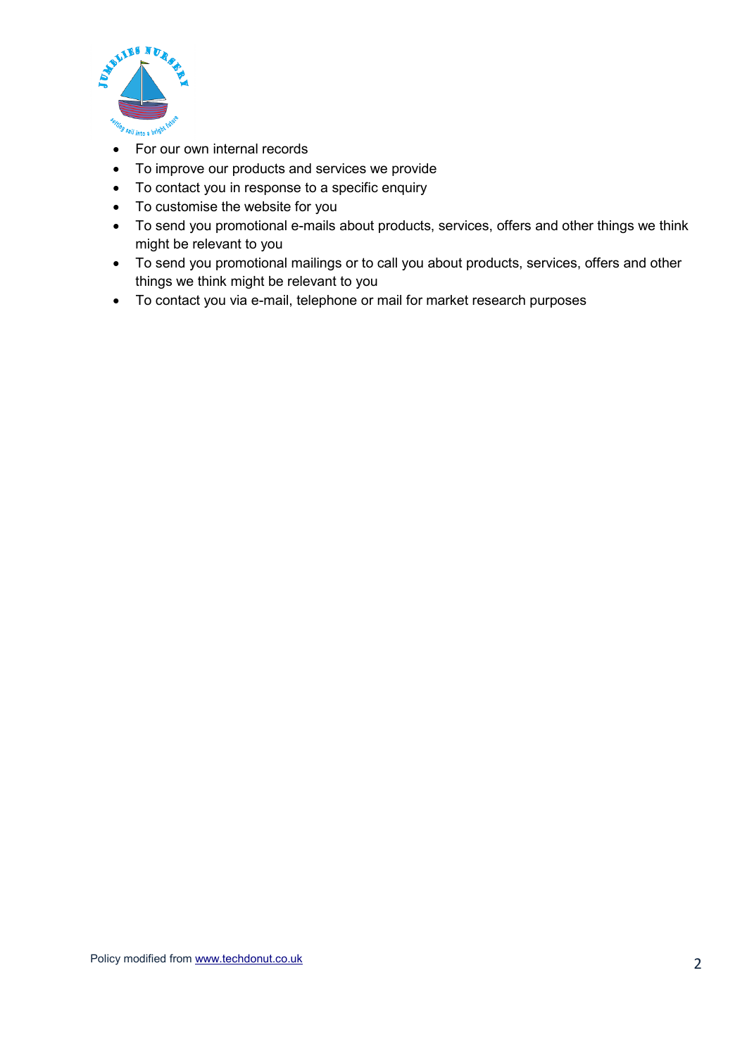- For our own internal records
- To improve our products and services we provide
- To contact you in response to a specific enquiry
- To customise the website for you
- To send you promotional e-mails about products, services, offers and other things we think might be relevant to you
- To send you promotional mailings or to call you about products, services, offers and other things we think might be relevant to you
- To contact you via e-mail, telephone or mail for market research purposes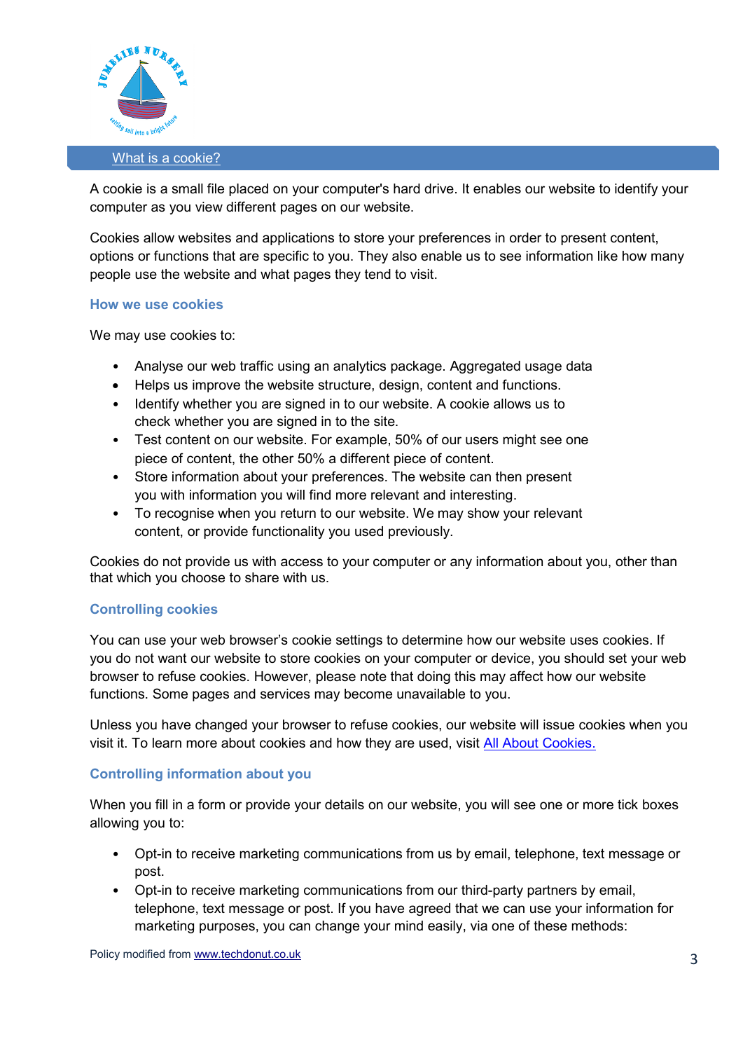## What is a cookie?

A cookie is a small file placed on your computer's hard drive. It enables our website to identify your computer as you view different pages on our website.

Cookies allow websites and applications to store your preferences in order to present content, options or functions that are specific to you. They also enable us to see information like how many people use the website and what pages they tend to visit.

### How we use cookies

We may use cookies to:

- Analyse our web traffic using an analytics package. Aggregated usage data
- Helps us improve the website structure, design, content and functions.
- Identify whether you are signed in to our website. A cookie allows us to check whether you are signed in to the site.
- Test content on our website. For example, 50% of our users might see one piece of content, the other 50% a different piece of content.
- Store information about your preferences. The website can then present you with information you will find more relevant and interesting.
- To recognise when you return to our website. We may show your relevant content, or provide functionality you used previously.

Cookies do not provide us with access to your computer or any information about you, other than that which you choose to share with us.

### Controlling cookies

You can use your web browser's cookie settings to determine how our website uses cookies. If you do not want our website to store cookies on your computer or device, you should set your web browser to refuse cookies. However, please note that doing this may affect how our website functions. Some pages and services may become unavailable to you.

Unless you have changed your browser to refuse cookies, our website will issue cookies when you visit it. To learn more about cookies and how they are used, visit All About Cookies.

### Controlling information about you

When you fill in a form or provide your details on our website, you will see one or more tick boxes allowing you to:

- Opt-in to receive marketing communications from us by email, telephone, text message or post.
- Opt-in to receive marketing communications from our third-party partners by email, telephone, text message or post. If you have agreed that we can use your information for marketing purposes, you can change your mind easily, via one of these methods:

Policy modified from www.techdonut.co.uk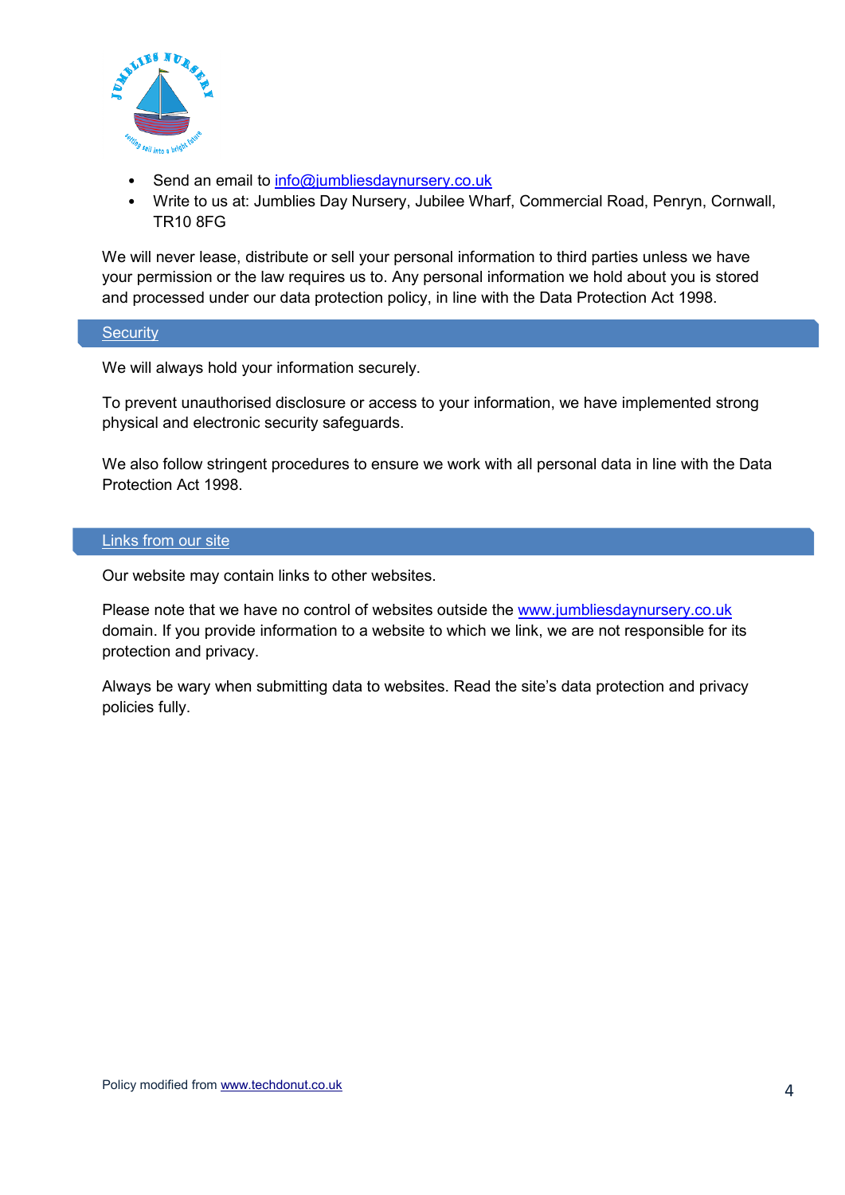- Send an email to info@jumbliesdaynursery.co.uk
- Write to us at: Jumblies Day Nursery, Jubilee Wharf, Commercial Road, Penryn, Cornwall, TR10 8FG

We will never lease, distribute or sell your personal information to third parties unless we have your permission or the law requires us to. Any personal information we hold about you is stored and processed under our data protection policy, in line with the Data Protection Act 1998.

## Security

We will always hold your information securely.

To prevent unauthorised disclosure or access to your information, we have implemented strong physical and electronic security safeguards.

We also follow stringent procedures to ensure we work with all personal data in line with the Data Protection Act 1998.

## Links from our site

Our website may contain links to other websites.

Please note that we have no control of websites outside the www.jumbliesdaynursery.co.uk domain. If you provide information to a website to which we link, we are not responsible for its protection and privacy.

Always be wary when submitting data to websites. Read the site's data protection and privacy policies fully.

Policy modified from www.techdonut.co.uk